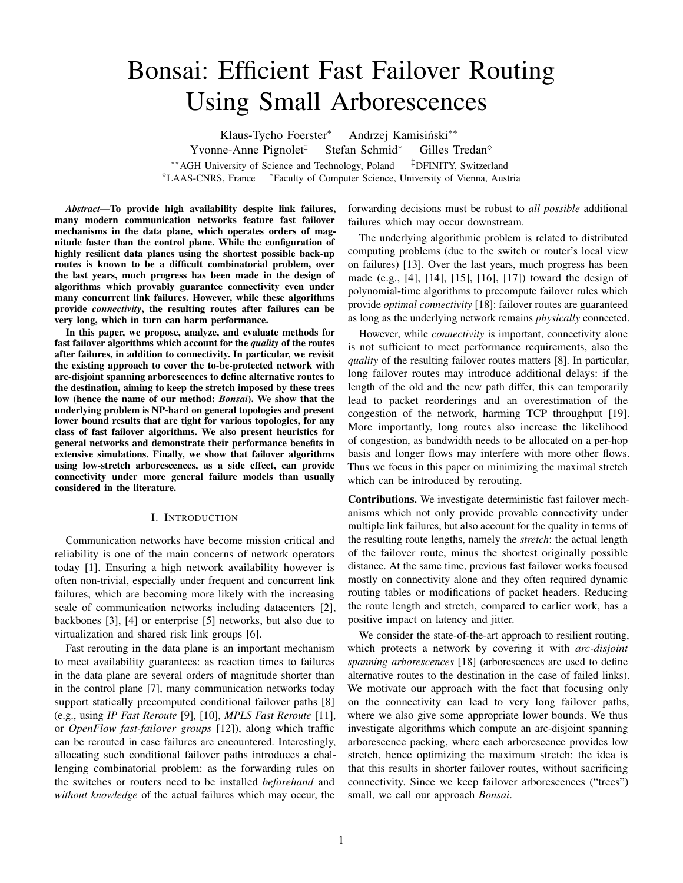# Bonsai: Efficient Fast Failover Routing Using Small Arborescences

Klaus-Tycho Foerster* Andrzej Kamisiński** Yvonne-Anne Pignolet‡ Stefan Schmid* Gilles Tredan◇

**AGH University of Science and Technology, Poland ‡DFINITY, Switzerland
◇LAAS-CNRS, France *Faculty of Computer Science, University of Vienna, Austria

***Abstract*—To provide high availability despite link failures, many modern communication networks feature fast failover mechanisms in the data plane, which operates orders of magnitude faster than the control plane. While the configuration of highly resilient data planes using the shortest possible back-up routes is known to be a difficult combinatorial problem, over the last years, much progress has been made in the design of algorithms which provably guarantee connectivity even under many concurrent link failures. However, while these algorithms provide *connectivity*, the resulting routes after failures can be very long, which in turn can harm performance.**

**In this paper, we propose, analyze, and evaluate methods for fast failover algorithms which account for the *quality* of the routes after failures, in addition to connectivity. In particular, we revisit the existing approach to cover the to-be-protected network with arc-disjoint spanning arborescences to define alternative routes to the destination, aiming to keep the stretch imposed by these trees low (hence the name of our method: *Bonsai*). We show that the underlying problem is NP-hard on general topologies and present lower bound results that are tight for various topologies, for any class of fast failover algorithms. We also present heuristics for general networks and demonstrate their performance benefits in extensive simulations. Finally, we show that failover algorithms using low-stretch arborescences, as a side effect, can provide connectivity under more general failure models than usually considered in the literature.**

## I. Introduction

Communication networks have become mission critical and reliability is one of the main concerns of network operators today [1]. Ensuring a high network availability however is often non-trivial, especially under frequent and concurrent link failures, which are becoming more likely with the increasing scale of communication networks including datacenters [2], backbones [3], [4] or enterprise [5] networks, but also due to virtualization and shared risk link groups [6].

Fast rerouting in the data plane is an important mechanism to meet availability guarantees: as reaction times to failures in the data plane are several orders of magnitude shorter than in the control plane [7], many communication networks today support statically precomputed conditional failover paths [8] (e.g., using *IP Fast Reroute* [9], [10], *MPLS Fast Reroute* [11], or *OpenFlow fast-failover groups* [12]), along which traffic can be rerouted in case failures are encountered. Interestingly, allocating such conditional failover paths introduces a challenging combinatorial problem: as the forwarding rules on the switches or routers need to be installed *beforehand* and *without knowledge* of the actual failures which may occur, the forwarding decisions must be robust to *all possible* additional failures which may occur downstream.

The underlying algorithmic problem is related to distributed computing problems (due to the switch or router's local view on failures) [13]. Over the last years, much progress has been made (e.g., [4], [14], [15], [16], [17]) toward the design of polynomial-time algorithms to precompute failover rules which provide *optimal connectivity* [18]: failover routes are guaranteed as long as the underlying network remains *physically* connected.

However, while *connectivity* is important, connectivity alone is not sufficient to meet performance requirements, also the *quality* of the resulting failover routes matters [8]. In particular, long failover routes may introduce additional delays: if the length of the old and the new path differ, this can temporarily lead to packet reorderings and an overestimation of the congestion of the network, harming TCP throughput [19]. More importantly, long routes also increase the likelihood of congestion, as bandwidth needs to be allocated on a per-hop basis and longer flows may interfere with more other flows. Thus we focus in this paper on minimizing the maximal stretch which can be introduced by rerouting.

**Contributions.** We investigate deterministic fast failover mechanisms which not only provide provable connectivity under multiple link failures, but also account for the quality in terms of the resulting route lengths, namely the *stretch*: the actual length of the failover route, minus the shortest originally possible distance. At the same time, previous fast failover works focused mostly on connectivity alone and they often required dynamic routing tables or modifications of packet headers. Reducing the route length and stretch, compared to earlier work, has a positive impact on latency and jitter.

We consider the state-of-the-art approach to resilient routing, which protects a network by covering it with *arc-disjoint spanning arborescences* [18] (arborescences are used to define alternative routes to the destination in the case of failed links). We motivate our approach with the fact that focusing only on the connectivity can lead to very long failover paths, where we also give some appropriate lower bounds. We thus investigate algorithms which compute an arc-disjoint spanning arborescence packing, where each arborescence provides low stretch, hence optimizing the maximum stretch: the idea is that this results in shorter failover routes, without sacrificing connectivity. Since we keep failover arborescences ("trees") small, we call our approach *Bonsai*.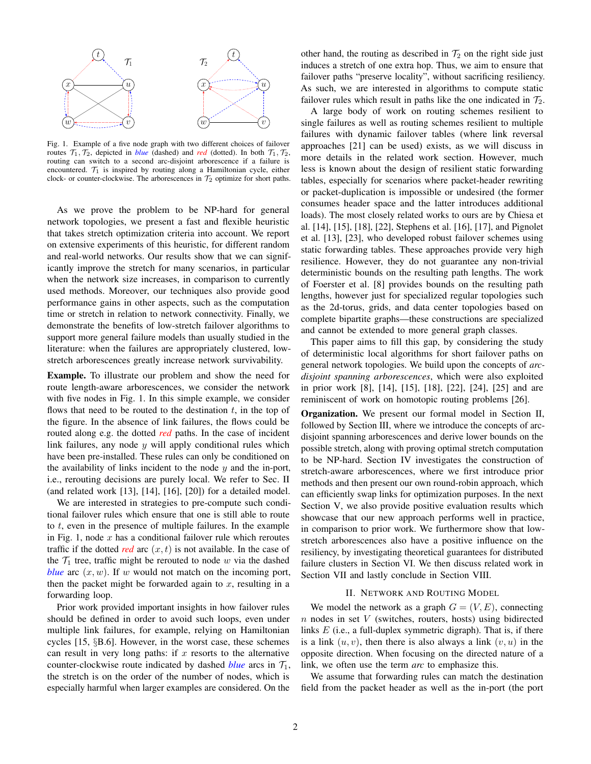Fig. 1. Example of a five node graph with two different choices of failover routes $\mathcal{T}_1, \mathcal{T}_2$, depicted in *blue* (dashed) and *red* (dotted). In both $\mathcal{T}_1, \mathcal{T}_2$, routing can switch to a second arc-disjoint arborescence if a failure is encountered. $\mathcal{T}_1$ is inspired by routing along a Hamiltonian cycle, either clock- or counter-clockwise. The arborescences in $\mathcal{T}_2$ optimize for short paths.

As we prove the problem to be NP-hard for general network topologies, we present a fast and flexible heuristic that takes stretch optimization criteria into account. We report on extensive experiments of this heuristic, for different random and real-world networks. Our results show that we can significantly improve the stretch for many scenarios, in particular when the network size increases, in comparison to currently used methods. Moreover, our techniques also provide good performance gains in other aspects, such as the computation time or stretch in relation to network connectivity. Finally, we demonstrate the benefits of low-stretch failover algorithms to support more general failure models than usually studied in the literature: when the failures are appropriately clustered, low-stretch arborescences greatly increase network survivability.

**Example.** To illustrate our problem and show the need for route length-aware arborescences, we consider the network with five nodes in Fig. 1. In this simple example, we consider flows that need to be routed to the destination $t$, in the top of the figure. In the absence of link failures, the flows could be routed along e.g. the dotted *red* paths. In the case of incident link failures, any node $y$ will apply conditional rules which have been pre-installed. These rules can only be conditioned on the availability of links incident to the node $y$ and the in-port, i.e., rerouting decisions are purely local. We refer to Sec. II (and related work [13], [14], [16], [20]) for a detailed model.

We are interested in strategies to pre-compute such conditional failover rules which ensure that one is still able to route to $t$, even in the presence of multiple failures. In the example in Fig. 1, node $x$ has a conditional failover rule which reroutes traffic if the dotted *red* arc $(x, t)$ is not available. In the case of the $\mathcal{T}_1$ tree, traffic might be rerouted to node $w$ via the dashed *blue* arc $(x, w)$. If $w$ would not match on the incoming port, then the packet might be forwarded again to $x$, resulting in a forwarding loop.

Prior work provided important insights in how failover rules should be defined in order to avoid such loops, even under multiple link failures, for example, relying on Hamiltonian cycles [15, §B.6]. However, in the worst case, these schemes can result in very long paths: if $x$ resorts to the alternative counter-clockwise route indicated by dashed *blue* arcs in $\mathcal{T}_1$, the stretch is on the order of the number of nodes, which is especially harmful when larger examples are considered. On the other hand, the routing as described in $\mathcal{T}_2$ on the right side just induces a stretch of one extra hop. Thus, we aim to ensure that failover paths "preserve locality", without sacrificing resiliency. As such, we are interested in algorithms to compute static failover rules which result in paths like the one indicated in $\mathcal{T}_2$.

A large body of work on routing schemes resilient to single failures as well as routing schemes resilient to multiple failures with dynamic failover tables (where link reversal approaches [21] can be used) exists, as we will discuss in more details in the related work section. However, much less is known about the design of resilient static forwarding tables, especially for scenarios where packet-header rewriting or packet-duplication is impossible or undesired (the former consumes header space and the latter introduces additional loads). The most closely related works to ours are by Chiesa et al. [14], [15], [18], [22], Stephens et al. [16], [17], and Pignolet et al. [13], [23], who developed robust failover schemes using static forwarding tables. These approaches provide very high resilience. However, they do not guarantee any non-trivial deterministic bounds on the resulting path lengths. The work of Foerster et al. [8] provides bounds on the resulting path lengths, however just for specialized regular topologies such as the 2d-torus, grids, and data center topologies based on complete bipartite graphs—these constructions are specialized and cannot be extended to more general graph classes.

This paper aims to fill this gap, by considering the study of deterministic local algorithms for short failover paths on general network topologies. We build upon the concepts of *arc-disjoint spanning arborescences*, which were also exploited in prior work [8], [14], [15], [18], [22], [24], [25] and are reminiscent of work on homotopic routing problems [26].

**Organization.** We present our formal model in Section II, followed by Section III, where we introduce the concepts of arc-disjoint spanning arborescences and derive lower bounds on the possible stretch, along with proving optimal stretch computation to be NP-hard. Section IV investigates the construction of stretch-aware arborescences, where we first introduce prior methods and then present our own round-robin approach, which can efficiently swap links for optimization purposes. In the next Section V, we also provide positive evaluation results which showcase that our new approach performs well in practice, in comparison to prior work. We furthermore show that low-stretch arborescences also have a positive influence on the resiliency, by investigating theoretical guarantees for distributed failure clusters in Section VI. We then discuss related work in Section VII and lastly conclude in Section VIII.

## II. Network and Routing Model

We model the network as a graph $G = (V, E)$, connecting $n$ nodes in set $V$ (switches, routers, hosts) using bidirected links $E$ (i.e., a full-duplex symmetric digraph). That is, if there is a link $(u, v)$, then there is also always a link $(v, u)$ in the opposite direction. When focusing on the directed nature of a link, we often use the term *arc* to emphasize this.

We assume that forwarding rules can match the destination field from the packet header as well as the in-port (the port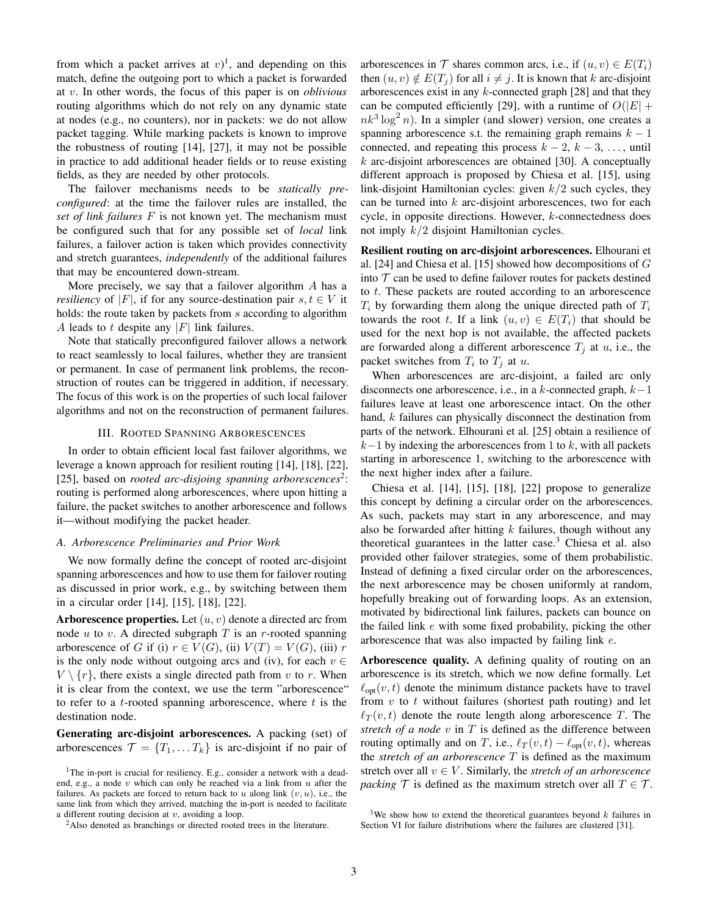from which a packet arrives at $v$)[1], and depending on this match, define the outgoing port to which a packet is forwarded at $v$. In other words, the focus of this paper is on *oblivious* routing algorithms which do not rely on any dynamic state at nodes (e.g., no counters), nor in packets: we do not allow packet tagging. While marking packets is known to improve the robustness of routing [14], [27], it may not be possible in practice to add additional header fields or to reuse existing fields, as they are needed by other protocols.

The failover mechanisms needs to be *statically pre-configured*: at the time the failover rules are installed, the *set of link failures* $F$ is not known yet. The mechanism must be configured such that for any possible set of *local* link failures, a failover action is taken which provides connectivity and stretch guarantees, *independently* of the additional failures that may be encountered down-stream.

More precisely, we say that a failover algorithm $A$ has a *resiliency* of $|F|$, if for any source-destination pair $s, t \in V$ it holds: the route taken by packets from $s$ according to algorithm $A$ leads to $t$ despite any $|F|$ link failures.

Note that statically preconfigured failover allows a network to react seamlessly to local failures, whether they are transient or permanent. In case of permanent link problems, the reconstruction of routes can be triggered in addition, if necessary. The focus of this work is on the properties of such local failover algorithms and not on the reconstruction of permanent failures.

## III. Rooted Spanning Arborescences

In order to obtain efficient local fast failover algorithms, we leverage a known approach for resilient routing [14], [18], [22], [25], based on *rooted arc-disjoing spanning arborescences*[2]: routing is performed along arborescences, where upon hitting a failure, the packet switches to another arborescence and follows it—without modifying the packet header.

### A. Arborescence Preliminaries and Prior Work

We now formally define the concept of rooted arc-disjoint spanning arborescences and how to use them for failover routing as discussed in prior work, e.g., by switching between them in a circular order [14], [15], [18], [22].

**Arborescence properties.** Let $(u, v)$ denote a directed arc from node $u$ to $v$. A directed subgraph $T$ is an $r$-rooted spanning arborescence of $G$ if (i) $r \in V(G)$, (ii) $V(T) = V(G)$, (iii) $r$ is the only node without outgoing arcs and (iv), for each $v \in V \setminus \{r\}$, there exists a single directed path from $v$ to $r$. When it is clear from the context, we use the term "arborescence" to refer to a $t$-rooted spanning arborescence, where $t$ is the destination node.

**Generating arc-disjoint arborescences.** A packing (set) of arborescences $\mathcal{T} = \{T_1, \ldots T_k\}$ is arc-disjoint if no pair of arborescences in $\mathcal{T}$ shares common arcs, i.e., if $(u, v) \in E(T_i)$ then $(u, v) \notin E(T_j)$ for all $i \neq j$. It is known that $k$ arc-disjoint arborescences exist in any $k$-connected graph [28] and that they can be computed efficiently [29], with a runtime of $O(|E| + nk^3 \log^2 n)$. In a simpler (and slower) version, one creates a spanning arborescence s.t. the remaining graph remains $k-1$ connected, and repeating this process $k-2$, $k-3$, ..., until $k$ arc-disjoint arborescences are obtained [30]. A conceptually different approach is proposed by Chiesa et al. [15], using link-disjoint Hamiltonian cycles: given $k/2$ such cycles, they can be turned into $k$ arc-disjoint arborescences, two for each cycle, in opposite directions. However, $k$-connectedness does not imply $k/2$ disjoint Hamiltonian cycles.

**Resilient routing on arc-disjoint arborescences.** Elhourani et al. [24] and Chiesa et al. [15] showed how decompositions of $G$ into $\mathcal{T}$ can be used to define failover routes for packets destined to $t$. These packets are routed according to an arborescence $T_i$ by forwarding them along the unique directed path of $T_i$ towards the root $t$. If a link $(u, v) \in E(T_i)$ that should be used for the next hop is not available, the affected packets are forwarded along a different arborescence $T_j$ at $u$, i.e., the packet switches from $T_i$ to $T_j$ at $u$.

When arborescences are arc-disjoint, a failed arc only disconnects one arborescence, i.e., in a $k$-connected graph, $k-1$ failures leave at least one arborescence intact. On the other hand, $k$ failures can physically disconnect the destination from parts of the network. Elhourani et al. [25] obtain a resilience of $k-1$ by indexing the arborescences from 1 to $k$, with all packets starting in arborescence 1, switching to the arborescence with the next higher index after a failure.

Chiesa et al. [14], [15], [18], [22] propose to generalize this concept by defining a circular order on the arborescences. As such, packets may start in any arborescence, and may also be forwarded after hitting $k$ failures, though without any theoretical guarantees in the latter case.[3] Chiesa et al. also provided other failover strategies, some of them probabilistic. Instead of defining a fixed circular order on the arborescences, the next arborescence may be chosen uniformly at random, hopefully breaking out of forwarding loops. As an extension, motivated by bidirectional link failures, packets can bounce on the failed link $e$ with some fixed probability, picking the other arborescence that was also impacted by failing link $e$.

**Arborescence quality.** A defining quality of routing on an arborescence is its stretch, which we now define formally. Let $\ell_{\text{opt}}(v, t)$ denote the minimum distance packets have to travel from $v$ to $t$ without failures (shortest path routing) and let $\ell_T(v, t)$ denote the route length along arborescence $T$. The *stretch of a node* $v$ in $T$ is defined as the difference between routing optimally and on $T$, i.e., $\ell_T(v, t) - \ell_{\text{opt}}(v, t)$, whereas the *stretch of an arborescence* $T$ is defined as the maximum stretch over all $v \in V$. Similarly, the *stretch of an arborescence packing* $\mathcal{T}$ is defined as the maximum stretch over all $T \in \mathcal{T}$.

[1] The in-port is crucial for resiliency. E.g., consider a network with a dead-end, e.g., a node $v$ which can only be reached via a link from $u$ after the failures. As packets are forced to return back to $u$ along link $(v, u)$, i.e., the same link from which they arrived, matching the in-port is needed to facilitate a different routing decision at $v$, avoiding a loop.

[2] Also denoted as branchings or directed rooted trees in the literature.

[3] We show how to extend the theoretical guarantees beyond $k$ failures in Section VI for failure distributions where the failures are clustered [31].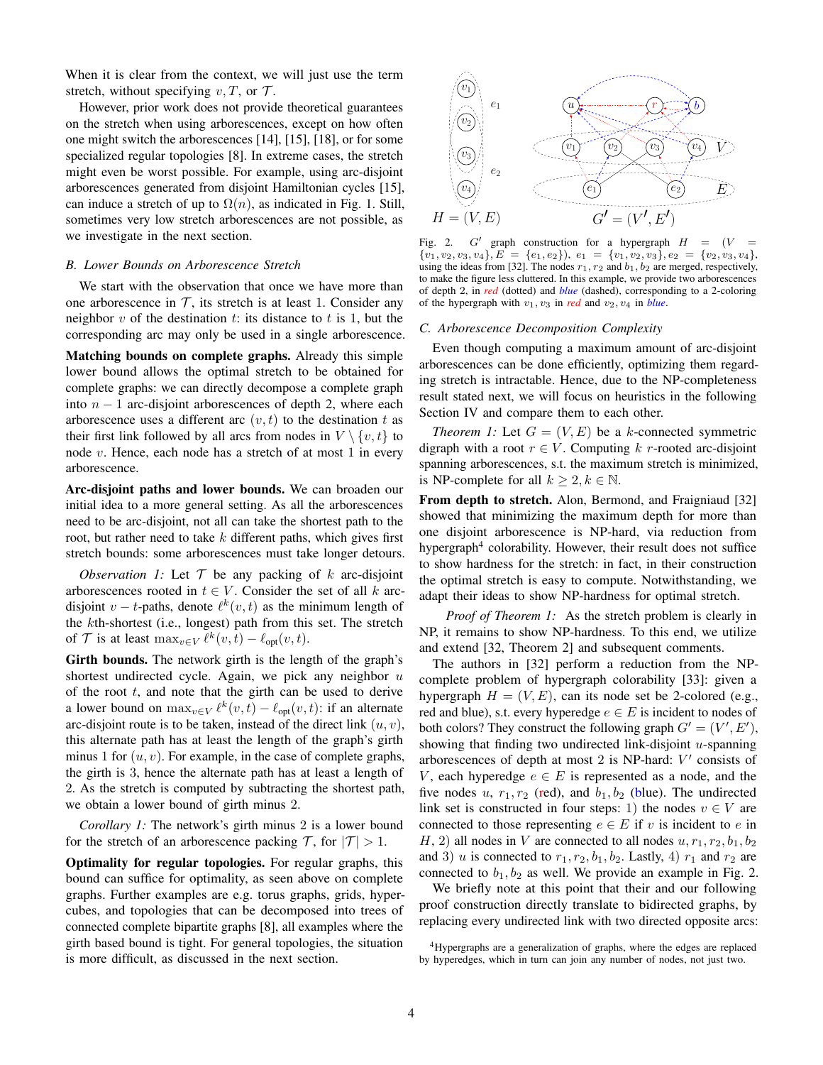When it is clear from the context, we will just use the term stretch, without specifying $v, T$, or $\mathcal{T}$.

However, prior work does not provide theoretical guarantees on the stretch when using arborescences, except on how often one might switch the arborescences [14], [15], [18], or for some specialized regular topologies [8]. In extreme cases, the stretch might even be worst possible. For example, using arc-disjoint arborescences generated from disjoint Hamiltonian cycles [15], can induce a stretch of up to $\Omega(n)$, as indicated in Fig. 1. Still, sometimes very low stretch arborescences are not possible, as we investigate in the next section.

### B. Lower Bounds on Arborescence Stretch

We start with the observation that once we have more than one arborescence in $\mathcal{T}$, its stretch is at least 1. Consider any neighbor $v$ of the destination $t$: its distance to $t$ is 1, but the corresponding arc may only be used in a single arborescence.

**Matching bounds on complete graphs.** Already this simple lower bound allows the optimal stretch to be obtained for complete graphs: we can directly decompose a complete graph into $n-1$ arc-disjoint arborescences of depth 2, where each arborescence uses a different arc $(v, t)$ to the destination $t$ as their first link followed by all arcs from nodes in $V \setminus \{v, t\}$ to node $v$. Hence, each node has a stretch of at most 1 in every arborescence.

**Arc-disjoint paths and lower bounds.** We can broaden our initial idea to a more general setting. As all the arborescences need to be arc-disjoint, not all can take the shortest path to the root, but rather need to take $k$ different paths, which gives first stretch bounds: some arborescences must take longer detours.

*Observation 1:* Let $\mathcal{T}$ be any packing of $k$ arc-disjoint arborescences rooted in $t \in V$. Consider the set of all $k$ arc-disjoint $v-t$-paths, denote $\ell^k(v,t)$ as the minimum length of the $k$th-shortest (i.e., longest) path from this set. The stretch of $\mathcal{T}$ is at least $\max_{v \in V} \ell^k(v,t) - \ell_{\text{opt}}(v,t)$.

**Girth bounds.** The network girth is the length of the graph's shortest undirected cycle. Again, we pick any neighbor $u$ of the root $t$, and note that the girth can be used to derive a lower bound on $\max_{v \in V} \ell^k(v,t) - \ell_{\text{opt}}(v,t)$: if an alternate arc-disjoint route is to be taken, instead of the direct link $(u, v)$, this alternate path has at least the length of the graph's girth minus 1 for $(u, v)$. For example, in the case of complete graphs, the girth is 3, hence the alternate path has at least a length of 2. As the stretch is computed by subtracting the shortest path, we obtain a lower bound of girth minus 2.

*Corollary 1:* The network's girth minus 2 is a lower bound for the stretch of an arborescence packing $\mathcal{T}$, for $|\mathcal{T}| > 1$.

**Optimality for regular topologies.** For regular graphs, this bound can suffice for optimality, as seen above on complete graphs. Further examples are e.g. torus graphs, grids, hypercubes, and topologies that can be decomposed into trees of connected complete bipartite graphs [8], all examples where the girth based bound is tight. For general topologies, the situation is more difficult, as discussed in the next section.

Fig. 2. $G'$ graph construction for a hypergraph $H = (V = \{v_1, v_2, v_3, v_4\}, E = \{e_1, e_2\})$, $e_1 = \{v_1, v_2, v_3\}$, $e_2 = \{v_2, v_3, v_4\}$, using the ideas from [32]. The nodes $r_1, r_2$ and $b_1, b_2$ are merged, respectively, to make the figure less cluttered. In this example, we provide two arborescences of depth 2, in *red* (dotted) and *blue* (dashed), corresponding to a 2-coloring of the hypergraph with $v_1, v_3$ in *red* and $v_2, v_4$ in *blue*.

### C. Arborescence Decomposition Complexity

Even though computing a maximum amount of arc-disjoint arborescences can be done efficiently, optimizing them regarding stretch is intractable. Hence, due to the NP-completeness result stated next, we will focus on heuristics in the following Section IV and compare them to each other.

*Theorem 1:* Let $G = (V, E)$ be a $k$-connected symmetric digraph with a root $r \in V$. Computing $k$ $r$-rooted arc-disjoint spanning arborescences, s.t. the maximum stretch is minimized, is NP-complete for all $k \geq 2, k \in \mathbb{N}$.

**From depth to stretch.** Alon, Bermond, and Fraigniaud [32] showed that minimizing the maximum depth for more than one disjoint arborescence is NP-hard, via reduction from hypergraph[4] colorability. However, their result does not suffice to show hardness for the stretch: in fact, in their construction the optimal stretch is easy to compute. Notwithstanding, we adapt their ideas to show NP-hardness for optimal stretch.

*Proof of Theorem 1:* As the stretch problem is clearly in NP, it remains to show NP-hardness. To this end, we utilize and extend [32, Theorem 2] and subsequent comments.

The authors in [32] perform a reduction from the NP-complete problem of hypergraph colorability [33]: given a hypergraph $H = (V, E)$, can its node set be 2-colored (e.g., red and blue), s.t. every hyperedge $e \in E$ is incident to nodes of both colors? They construct the following graph $G' = (V', E')$, showing that finding two undirected link-disjoint $u$-spanning arborescences of depth at most 2 is NP-hard: $V'$ consists of $V$, each hyperedge $e \in E$ is represented as a node, and the five nodes $u$, $r_1, r_2$ (red), and $b_1, b_2$ (blue). The undirected link set is constructed in four steps: 1) the nodes $v \in V$ are connected to those representing $e \in E$ if $v$ is incident to $e$ in $H$, 2) all nodes in $V$ are connected to all nodes $u, r_1, r_2, b_1, b_2$ and 3) $u$ is connected to $r_1, r_2, b_1, b_2$. Lastly, 4) $r_1$ and $r_2$ are connected to $b_1, b_2$ as well. We provide an example in Fig. 2.

We briefly note at this point that their and our following proof construction directly translate to bidirected graphs, by replacing every undirected link with two directed opposite arcs:

[4] Hypergraphs are a generalization of graphs, where the edges are replaced by hyperedges, which in turn can join any number of nodes, not just two.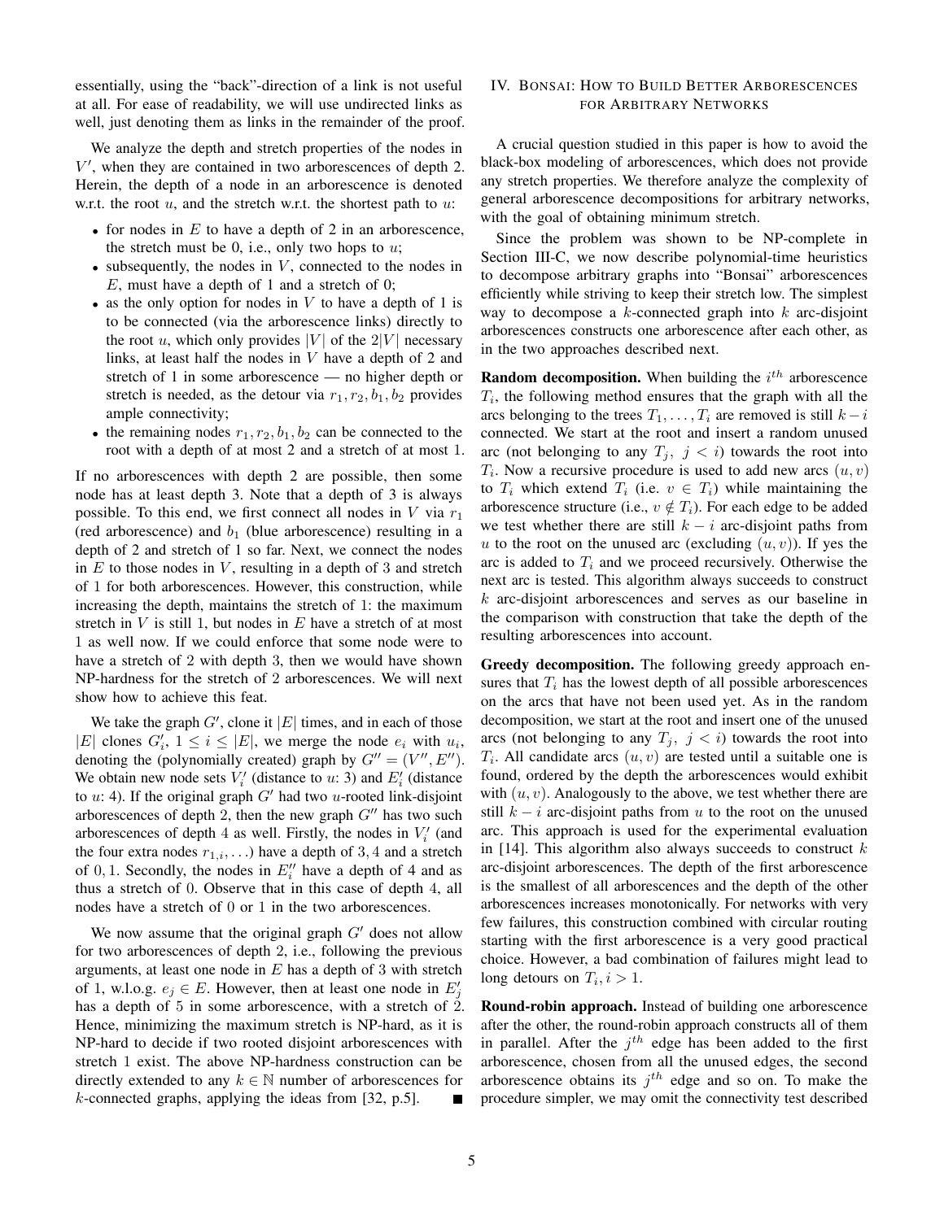essentially, using the "back"-direction of a link is not useful at all. For ease of readability, we will use undirected links as well, just denoting them as links in the remainder of the proof.

We analyze the depth and stretch properties of the nodes in $V'$, when they are contained in two arborescences of depth 2. Herein, the depth of a node in an arborescence is denoted w.r.t. the root $u$, and the stretch w.r.t. the shortest path to $u$:

- for nodes in $E$ to have a depth of 2 in an arborescence, the stretch must be 0, i.e., only two hops to $u$;
- subsequently, the nodes in $V$, connected to the nodes in $E$, must have a depth of 1 and a stretch of 0;
- as the only option for nodes in $V$ to have a depth of 1 is to be connected (via the arborescence links) directly to the root $u$, which only provides $|V|$ of the $2|V|$ necessary links, at least half the nodes in $V$ have a depth of 2 and stretch of 1 in some arborescence — no higher depth or stretch is needed, as the detour via $r_1, r_2, b_1, b_2$ provides ample connectivity;
- the remaining nodes $r_1, r_2, b_1, b_2$ can be connected to the root with a depth of at most 2 and a stretch of at most 1.

If no arborescences with depth 2 are possible, then some node has at least depth 3. Note that a depth of 3 is always possible. To this end, we first connect all nodes in $V$ via $r_1$ (red arborescence) and $b_1$ (blue arborescence) resulting in a depth of 2 and stretch of 1 so far. Next, we connect the nodes in $E$ to those nodes in $V$, resulting in a depth of 3 and stretch of 1 for both arborescences. However, this construction, while increasing the depth, maintains the stretch of 1: the maximum stretch in $V$ is still 1, but nodes in $E$ have a stretch of at most 1 as well now. If we could enforce that some node were to have a stretch of 2 with depth 3, then we would have shown NP-hardness for the stretch of 2 arborescences. We will next show how to achieve this feat.

We take the graph $G'$, clone it $|E|$ times, and in each of those $|E|$ clones $G'_i$, $1 \leq i \leq |E|$, we merge the node $e_i$ with $u_i$, denoting the (polynomially created) graph by $G'' = (V'', E'')$. We obtain new node sets $V'_i$ (distance to $u$: 3) and $E'_i$ (distance to $u$: 4). If the original graph $G'$ had two $u$-rooted link-disjoint arborescences of depth 2, then the new graph $G''$ has two such arborescences of depth 4 as well. Firstly, the nodes in $V'_i$ (and the four extra nodes $r_{1,i}, \ldots$) have a depth of $3, 4$ and a stretch of $0, 1$. Secondly, the nodes in $E''_i$ have a depth of 4 and as thus a stretch of 0. Observe that in this case of depth 4, all nodes have a stretch of 0 or 1 in the two arborescences.

We now assume that the original graph $G'$ does not allow for two arborescences of depth 2, i.e., following the previous arguments, at least one node in $E$ has a depth of 3 with stretch of 1, w.l.o.g. $e_j \in E$. However, then at least one node in $E'_j$ has a depth of 5 in some arborescence, with a stretch of 2. Hence, minimizing the maximum stretch is NP-hard, as it is NP-hard to decide if two rooted disjoint arborescences with stretch 1 exist. The above NP-hardness construction can be directly extended to any $k \in \mathbb{N}$ number of arborescences for $k$-connected graphs, applying the ideas from [32, p.5]. ∎

## IV. Bonsai: How to Build Better Arborescences for Arbitrary Networks

A crucial question studied in this paper is how to avoid the black-box modeling of arborescences, which does not provide any stretch properties. We therefore analyze the complexity of general arborescence decompositions for arbitrary networks, with the goal of obtaining minimum stretch.

Since the problem was shown to be NP-complete in Section III-C, we now describe polynomial-time heuristics to decompose arbitrary graphs into "Bonsai" arborescences efficiently while striving to keep their stretch low. The simplest way to decompose a $k$-connected graph into $k$ arc-disjoint arborescences constructs one arborescence after each other, as in the two approaches described next.

**Random decomposition.** When building the $i^{th}$ arborescence $T_i$, the following method ensures that the graph with all the arcs belonging to the trees $T_1, \ldots, T_i$ are removed is still $k-i$ connected. We start at the root and insert a random unused arc (not belonging to any $T_j$, $j < i$) towards the root into $T_i$. Now a recursive procedure is used to add new arcs $(u, v)$ to $T_i$ which extend $T_i$ (i.e. $v \in T_i$) while maintaining the arborescence structure (i.e., $v \notin T_i$). For each edge to be added we test whether there are still $k-i$ arc-disjoint paths from $u$ to the root on the unused arc (excluding $(u, v)$). If yes the arc is added to $T_i$ and we proceed recursively. Otherwise the next arc is tested. This algorithm always succeeds to construct $k$ arc-disjoint arborescences and serves as our baseline in the comparison with construction that take the depth of the resulting arborescences into account.

**Greedy decomposition.** The following greedy approach ensures that $T_i$ has the lowest depth of all possible arborescences on the arcs that have not been used yet. As in the random decomposition, we start at the root and insert one of the unused arcs (not belonging to any $T_j$, $j < i$) towards the root into $T_i$. All candidate arcs $(u, v)$ are tested until a suitable one is found, ordered by the depth the arborescences would exhibit with $(u, v)$. Analogously to the above, we test whether there are still $k-i$ arc-disjoint paths from $u$ to the root on the unused arc. This approach is used for the experimental evaluation in [14]. This algorithm also always succeeds to construct $k$ arc-disjoint arborescences. The depth of the first arborescence is the smallest of all arborescences and the depth of the other arborescences increases monotonically. For networks with very few failures, this construction combined with circular routing starting with the first arborescence is a very good practical choice. However, a bad combination of failures might lead to long detours on $T_i, i > 1$.

**Round-robin approach.** Instead of building one arborescence after the other, the round-robin approach constructs all of them in parallel. After the $j^{th}$ edge has been added to the first arborescence, chosen from all the unused edges, the second arborescence obtains its $j^{th}$ edge and so on. To make the procedure simpler, we may omit the connectivity test described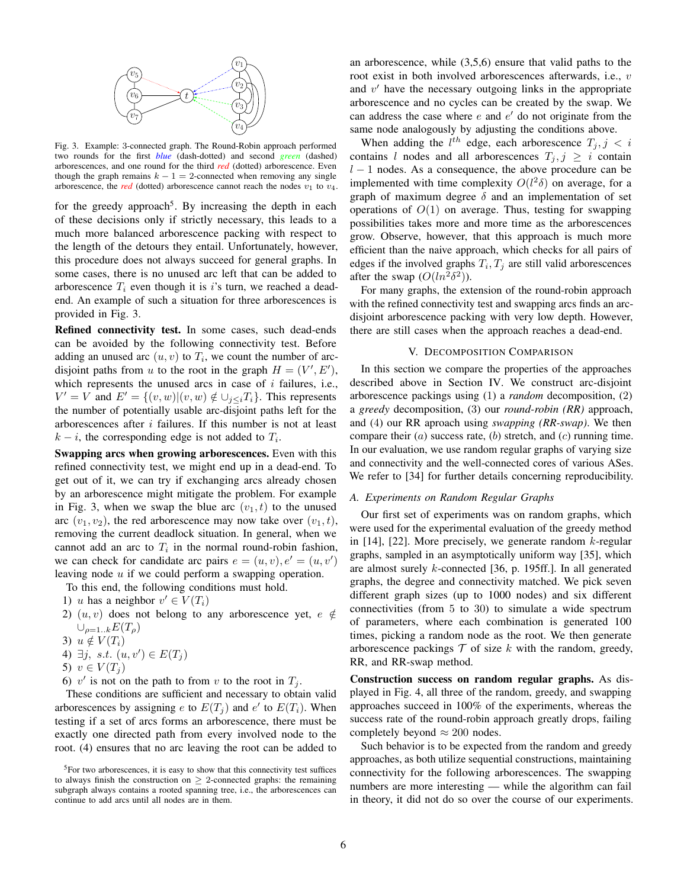Fig. 3. Example: 3-connected graph. The Round-Robin approach performed two rounds for the first *blue* (dash-dotted) and second *green* (dashed) arborescences, and one round for the third *red* (dotted) arborescence. Even though the graph remains $k-1 = 2$-connected when removing any single arborescence, the *red* (dotted) arborescence cannot reach the nodes $v_1$ to $v_4$.

for the greedy approach[5]. By increasing the depth in each of these decisions only if strictly necessary, this leads to a much more balanced arborescence packing with respect to the length of the detours they entail. Unfortunately, however, this procedure does not always succeed for general graphs. In some cases, there is no unused arc left that can be added to arborescence $T_i$ even though it is $i$'s turn, we reached a dead-end. An example of such a situation for three arborescences is provided in Fig. 3.

**Refined connectivity test.** In some cases, such dead-ends can be avoided by the following connectivity test. Before adding an unused arc $(u, v)$ to $T_i$, we count the number of arc-disjoint paths from $u$ to the root in the graph $H = (V', E')$, which represents the unused arcs in case of $i$ failures, i.e., $V' = V$ and $E' = \{(v, w) | (v, w) \notin \cup_{j \leq i} T_i\}$. This represents the number of potentially usable arc-disjoint paths left for the arborescences after $i$ failures. If this number is not at least $k - i$, the corresponding edge is not added to $T_i$.

**Swapping arcs when growing arborescences.** Even with this refined connectivity test, we might end up in a dead-end. To get out of it, we can try if exchanging arcs already chosen by an arborescence might mitigate the problem. For example in Fig. 3, when we swap the blue arc $(v_1, t)$ to the unused arc $(v_1, v_2)$, the red arborescence may now take over $(v_1, t)$, removing the current deadlock situation. In general, when we cannot add an arc to $T_i$ in the normal round-robin fashion, we can check for candidate arc pairs $e = (u, v), e' = (u, v')$ leaving node $u$ if we could perform a swapping operation.

To this end, the following conditions must hold.

1) $u$ has a neighbor $v' \in V(T_i)$
2) $(u, v)$ does not belong to any arborescence yet, $e \notin \cup_{\rho=1..k} E(T_\rho)$
3) $u \notin V(T_i)$
4) $\exists j, \ s.t. \ (u, v') \in E(T_j)$
5) $v \in V(T_j)$
6) $v'$ is not on the path to from $v$ to the root in $T_j$.

These conditions are sufficient and necessary to obtain valid arborescences by assigning $e$ to $E(T_j)$ and $e'$ to $E(T_i)$. When testing if a set of arcs forms an arborescence, there must be exactly one directed path from every involved node to the root. (4) ensures that no arc leaving the root can be added to an arborescence, while (3,5,6) ensure that valid paths to the root exist in both involved arborescences afterwards, i.e., $v$ and $v'$ have the necessary outgoing links in the appropriate arborescence and no cycles can be created by the swap. We can address the case where $e$ and $e'$ do not originate from the same node analogously by adjusting the conditions above.

When adding the $l^{th}$ edge, each arborescence $T_j, j < i$ contains $l$ nodes and all arborescences $T_j, j \geq i$ contain $l - 1$ nodes. As a consequence, the above procedure can be implemented with time complexity $O(l^2\delta)$ on average, for a graph of maximum degree $\delta$ and an implementation of set operations of $O(1)$ on average. Thus, testing for swapping possibilities takes more and more time as the arborescences grow. Observe, however, that this approach is much more efficient than the naive approach, which checks for all pairs of edges if the involved graphs $T_i, T_j$ are still valid arborescences after the swap ($O(ln^2\delta^2)$).

For many graphs, the extension of the round-robin approach with the refined connectivity test and swapping arcs finds an arc-disjoint arborescence packing with very low depth. However, there are still cases when the approach reaches a dead-end.

## V. Decomposition Comparison

In this section we compare the properties of the approaches described above in Section IV. We construct arc-disjoint arborescence packings using (1) a *random* decomposition, (2) a *greedy* decomposition, (3) our *round-robin (RR)* approach, and (4) our RR apraoch using *swapping (RR-swap)*. We then compare their ($a$) success rate, ($b$) stretch, and ($c$) running time. In our evaluation, we use random regular graphs of varying size and connectivity and the well-connected cores of various ASes. We refer to [34] for further details concerning reproducibility.

### A. Experiments on Random Regular Graphs

Our first set of experiments was on random graphs, which were used for the experimental evaluation of the greedy method in [14], [22]. More precisely, we generate random $k$-regular graphs, sampled in an asymptotically uniform way [35], which are almost surely $k$-connected [36, p. 195ff.]. In all generated graphs, the degree and connectivity matched. We pick seven different graph sizes (up to 1000 nodes) and six different connectivities (from 5 to 30) to simulate a wide spectrum of parameters, where each combination is generated 100 times, picking a random node as the root. We then generate arborescence packings $\mathcal{T}$ of size $k$ with the random, greedy, RR, and RR-swap method.

**Construction success on random regular graphs.** As displayed in Fig. 4, all three of the random, greedy, and swapping approaches succeed in 100% of the experiments, whereas the success rate of the round-robin approach greatly drops, failing completely beyond $\approx 200$ nodes.

Such behavior is to be expected from the random and greedy approaches, as both utilize sequential constructions, maintaining connectivity for the following arborescences. The swapping numbers are more interesting — while the algorithm can fail in theory, it did not do so over the course of our experiments.

[5] For two arborescences, it is easy to show that this connectivity test suffices to always finish the construction on $\geq 2$-connected graphs: the remaining subgraph always contains a rooted spanning tree, i.e., the arborescences can continue to add arcs until all nodes are in them.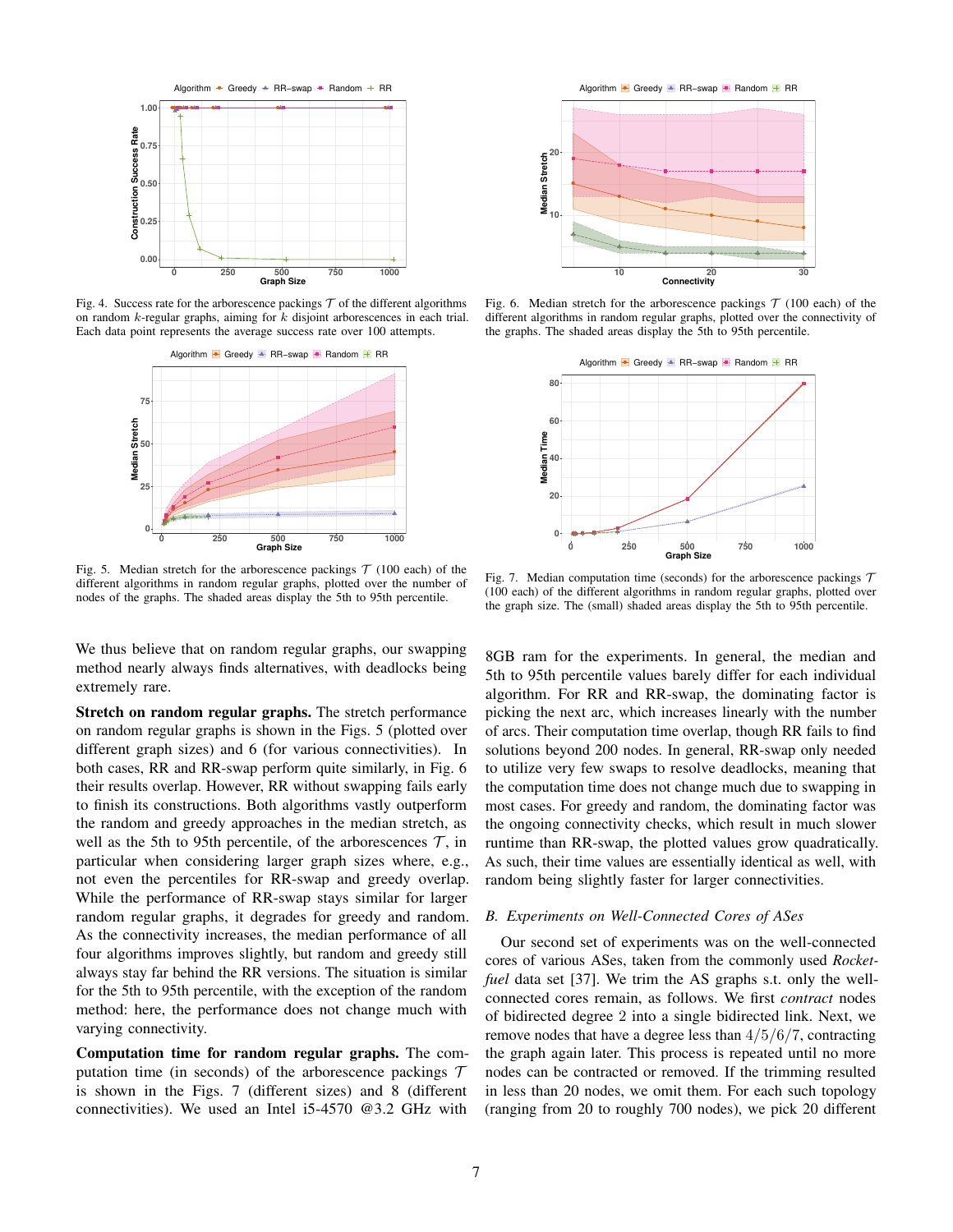Fig. 4. Success rate for the arborescence packings $\mathcal{T}$ of the different algorithms on random $k$-regular graphs, aiming for $k$ disjoint arborescences in each trial. Each data point represents the average success rate over 100 attempts.

Fig. 5. Median stretch for the arborescence packings $\mathcal{T}$ (100 each) of the different algorithms in random regular graphs, plotted over the number of nodes of the graphs. The shaded areas display the 5th to 95th percentile.

Fig. 6. Median stretch for the arborescence packings $\mathcal{T}$ (100 each) of the different algorithms in random regular graphs, plotted over the connectivity of the graphs. The shaded areas display the 5th to 95th percentile.

Fig. 7. Median computation time (seconds) for the arborescence packings $\mathcal{T}$ (100 each) of the different algorithms in random regular graphs, plotted over the graph size. The (small) shaded areas display the 5th to 95th percentile.

We thus believe that on random regular graphs, our swapping method nearly always finds alternatives, with deadlocks being extremely rare.

**Stretch on random regular graphs.** The stretch performance on random regular graphs is shown in the Figs. 5 (plotted over different graph sizes) and 6 (for various connectivities). In both cases, RR and RR-swap perform quite similarly, in Fig. 6 their results overlap. However, RR without swapping fails early to finish its constructions. Both algorithms vastly outperform the random and greedy approaches in the median stretch, as well as the 5th to 95th percentile, of the arborescences $\mathcal{T}$, in particular when considering larger graph sizes where, e.g., not even the percentiles for RR-swap and greedy overlap. While the performance of RR-swap stays similar for larger random regular graphs, it degrades for greedy and random. As the connectivity increases, the median performance of all four algorithms improves slightly, but random and greedy still always stay far behind the RR versions. The situation is similar for the 5th to 95th percentile, with the exception of the random method: here, the performance does not change much with varying connectivity.

**Computation time for random regular graphs.** The computation time (in seconds) of the arborescence packings $\mathcal{T}$ is shown in the Figs. 7 (different sizes) and 8 (different connectivities). We used an Intel i5-4570 @3.2 GHz with 8GB ram for the experiments. In general, the median and 5th to 95th percentile values barely differ for each individual algorithm. For RR and RR-swap, the dominating factor is picking the next arc, which increases linearly with the number of arcs. Their computation time overlap, though RR fails to find solutions beyond 200 nodes. In general, RR-swap only needed to utilize very few swaps to resolve deadlocks, meaning that the computation time does not change much due to swapping in most cases. For greedy and random, the dominating factor was the ongoing connectivity checks, which result in much slower runtime than RR-swap, the plotted values grow quadratically. As such, their time values are essentially identical as well, with random being slightly faster for larger connectivities.

### B. Experiments on Well-Connected Cores of ASes

Our second set of experiments was on the well-connected cores of various ASes, taken from the commonly used *Rocketfuel* data set [37]. We trim the AS graphs s.t. only the well-connected cores remain, as follows. We first *contract* nodes of bidirected degree 2 into a single bidirected link. Next, we remove nodes that have a degree less than $4/5/6/7$, contracting the graph again later. This process is repeated until no more nodes can be contracted or removed. If the trimming resulted in less than 20 nodes, we omit them. For each such topology (ranging from 20 to roughly 700 nodes), we pick 20 different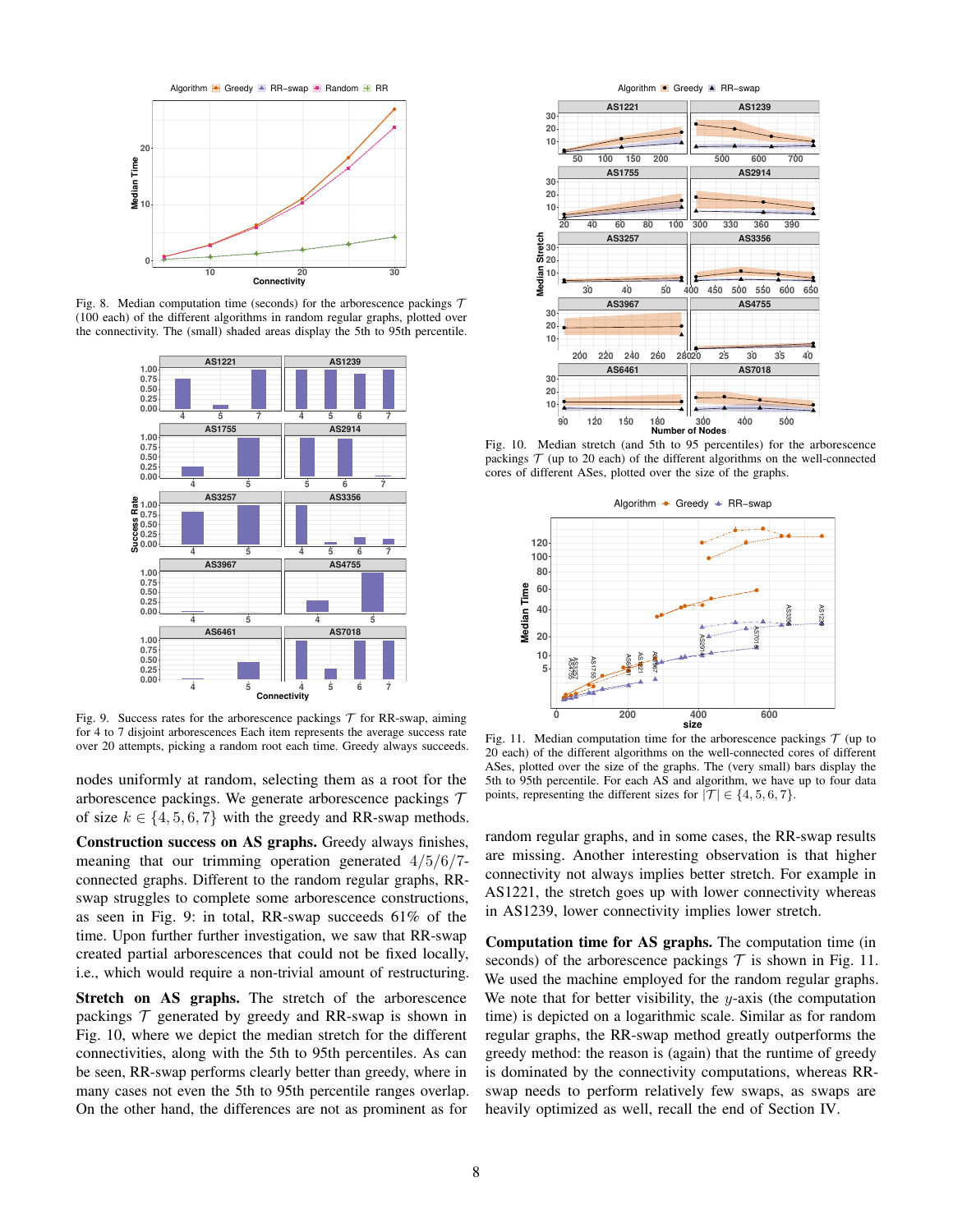Fig. 8. Median computation time (seconds) for the arborescence packings $\mathcal{T}$ (100 each) of the different algorithms in random regular graphs, plotted over the connectivity. The (small) shaded areas display the 5th to 95th percentile.

Fig. 9. Success rates for the arborescence packings $\mathcal{T}$ for RR-swap, aiming for 4 to 7 disjoint arborescences Each item represents the average success rate over 20 attempts, picking a random root each time. Greedy always succeeds.

nodes uniformly at random, selecting them as a root for the arborescence packings. We generate arborescence packings $\mathcal{T}$ of size $k \in \{4, 5, 6, 7\}$ with the greedy and RR-swap methods.

**Construction success on AS graphs.** Greedy always finishes, meaning that our trimming operation generated 4/5/6/7-connected graphs. Different to the random regular graphs, RR-swap struggles to complete some arborescence constructions, as seen in Fig. 9: in total, RR-swap succeeds 61% of the time. Upon further further investigation, we saw that RR-swap created partial arborescences that could not be fixed locally, i.e., which would require a non-trivial amount of restructuring.

**Stretch on AS graphs.** The stretch of the arborescence packings $\mathcal{T}$ generated by greedy and RR-swap is shown in Fig. 10, where we depict the median stretch for the different connectivities, along with the 5th to 95th percentiles. As can be seen, RR-swap performs clearly better than greedy, where in many cases not even the 5th to 95th percentile ranges overlap. On the other hand, the differences are not as prominent as for random regular graphs, and in some cases, the RR-swap results are missing. Another interesting observation is that higher connectivity not always implies better stretch. For example in AS1221, the stretch goes up with lower connectivity whereas in AS1239, lower connectivity implies lower stretch.

Fig. 10. Median stretch (and 5th to 95 percentiles) for the arborescence packings $\mathcal{T}$ (up to 20 each) of the different algorithms on the well-connected cores of different ASes, plotted over the size of the graphs.

Fig. 11. Median computation time for the arborescence packings $\mathcal{T}$ (up to 20 each) of the different algorithms on the well-connected cores of different ASes, plotted over the size of the graphs. The (very small) bars display the 5th to 95th percentile. For each AS and algorithm, we have up to four data points, representing the different sizes for $|\mathcal{T}| \in \{4, 5, 6, 7\}$.

**Computation time for AS graphs.** The computation time (in seconds) of the arborescence packings $\mathcal{T}$ is shown in Fig. 11. We used the machine employed for the random regular graphs. We note that for better visibility, the $y$-axis (the computation time) is depicted on a logarithmic scale. Similar as for random regular graphs, the RR-swap method greatly outperforms the greedy method: the reason is (again) that the runtime of greedy is dominated by the connectivity computations, whereas RR-swap needs to perform relatively few swaps, as swaps are heavily optimized as well, recall the end of Section IV.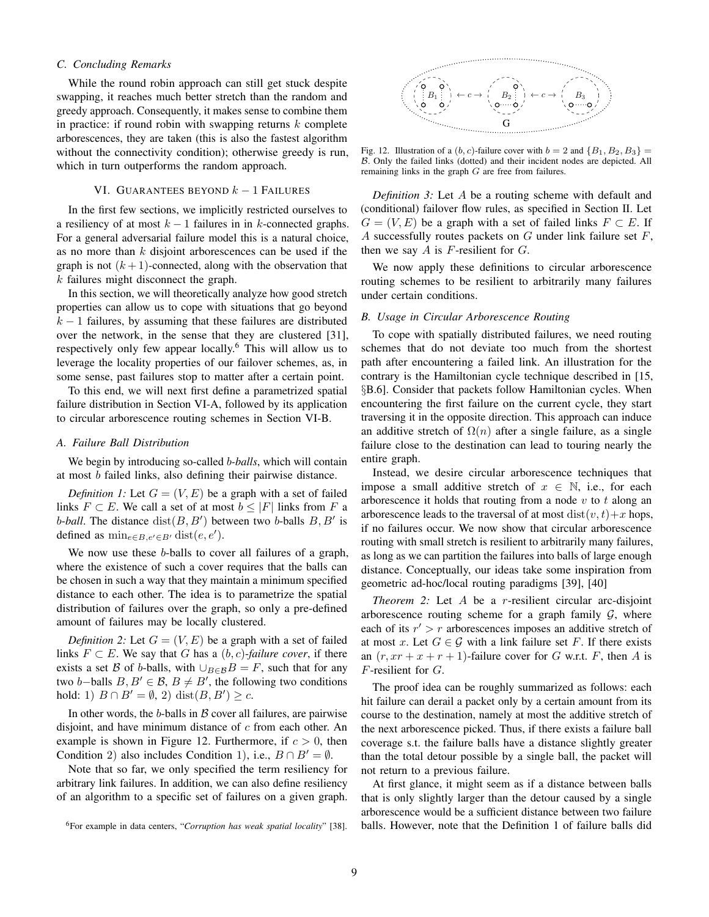### C. Concluding Remarks

While the round robin approach can still get stuck despite swapping, it reaches much better stretch than the random and greedy approach. Consequently, it makes sense to combine them in practice: if round robin with swapping returns $k$ complete arborescences, they are taken (this is also the fastest algorithm without the connectivity condition); otherwise greedy is run, which in turn outperforms the random approach.

## VI. Guarantees beyond $k-1$ Failures

In the first few sections, we implicitly restricted ourselves to a resiliency of at most $k-1$ failures in in $k$-connected graphs. For a general adversarial failure model this is a natural choice, as no more than $k$ disjoint arborescences can be used if the graph is not $(k+1)$-connected, along with the observation that $k$ failures might disconnect the graph.

In this section, we will theoretically analyze how good stretch properties can allow us to cope with situations that go beyond $k-1$ failures, by assuming that these failures are distributed over the network, in the sense that they are clustered [31], respectively only few appear locally.[6] This will allow us to leverage the locality properties of our failover schemes, as, in some sense, past failures stop to matter after a certain point.

To this end, we will next first define a parametrized spatial failure distribution in Section VI-A, followed by its application to circular arborescence routing schemes in Section VI-B.

### A. Failure Ball Distribution

We begin by introducing so-called *b-balls*, which will contain at most $b$ failed links, also defining their pairwise distance.

*Definition 1:* Let $G=(V,E)$ be a graph with a set of failed links $F \subset E$. We call a set of at most $b \leq |F|$ links from $F$ a *b-ball*. The distance $\text{dist}(B,B')$ between two $b$-balls $B,B'$ is defined as $\min_{e\in B, e'\in B'} \text{dist}(e,e')$.

We now use these $b$-balls to cover all failures of a graph, where the existence of such a cover requires that the balls can be chosen in such a way that they maintain a minimum specified distance to each other. The idea is to parametrize the spatial distribution of failures over the graph, so only a pre-defined amount of failures may be locally clustered.

*Definition 2:* Let $G=(V,E)$ be a graph with a set of failed links $F \subset E$. We say that $G$ has a $(b,c)$-*failure cover*, if there exists a set $\mathcal{B}$ of $b$-balls, with $\cup_{B\in\mathcal{B}} B = F$, such that for any two $b$−balls $B, B' \in \mathcal{B}$, $B \neq B'$, the following two conditions hold: 1) $B \cap B' = \emptyset$, 2) $\text{dist}(B,B') \geq c$.

In other words, the $b$-balls in $\mathcal{B}$ cover all failures, are pairwise disjoint, and have minimum distance of $c$ from each other. An example is shown in Figure 12. Furthermore, if $c > 0$, then Condition 2) also includes Condition 1), i.e., $B \cap B' = \emptyset$.

Note that so far, we only specified the term resiliency for arbitrary link failures. In addition, we can also define resiliency of an algorithm to a specific set of failures on a given graph.

[6] For example in data centers, "*Corruption has weak spatial locality*" [38].

Fig. 12. Illustration of a $(b,c)$-failure cover with $b=2$ and $\{B_1,B_2,B_3\} = \mathcal{B}$. Only the failed links (dotted) and their incident nodes are depicted. All remaining links in the graph $G$ are free from failures.

*Definition 3:* Let $A$ be a routing scheme with default and (conditional) failover flow rules, as specified in Section II. Let $G=(V,E)$ be a graph with a set of failed links $F \subset E$. If $A$ successfully routes packets on $G$ under link failure set $F$, then we say $A$ is $F$-resilient for $G$.

We now apply these definitions to circular arborescence routing schemes to be resilient to arbitrarily many failures under certain conditions.

### B. Usage in Circular Arborescence Routing

To cope with spatially distributed failures, we need routing schemes that do not deviate too much from the shortest path after encountering a failed link. An illustration for the contrary is the Hamiltonian cycle technique described in [15, §B.6]. Consider that packets follow Hamiltonian cycles. When encountering the first failure on the current cycle, they start traversing it in the opposite direction. This approach can induce an additive stretch of $\Omega(n)$ after a single failure, as a single failure close to the destination can lead to touring nearly the entire graph.

Instead, we desire circular arborescence techniques that impose a small additive stretch of $x \in \mathbb{N}$, i.e., for each arborescence it holds that routing from a node $v$ to $t$ along an arborescence leads to the traversal of at most $\text{dist}(v,t)+x$ hops, if no failures occur. We now show that circular arborescence routing with small stretch is resilient to arbitrarily many failures, as long as we can partition the failures into balls of large enough distance. Conceptually, our ideas take some inspiration from geometric ad-hoc/local routing paradigms [39], [40]

*Theorem 2:* Let $A$ be a $r$-resilient circular arc-disjoint arborescence routing scheme for a graph family $\mathcal{G}$, where each of its $r' > r$ arborescences imposes an additive stretch of at most $x$. Let $G \in \mathcal{G}$ with a link failure set $F$. If there exists an $(r, xr+x+r+1)$-failure cover for $G$ w.r.t. $F$, then $A$ is $F$-resilient for $G$.

The proof idea can be roughly summarized as follows: each hit failure can derail a packet only by a certain amount from its course to the destination, namely at most the additive stretch of the next arborescence picked. Thus, if there exists a failure ball coverage s.t. the failure balls have a distance slightly greater than the total detour possible by a single ball, the packet will not return to a previous failure.

At first glance, it might seem as if a distance between balls that is only slightly larger than the detour caused by a single arborescence would be a sufficient distance between two failure balls. However, note that the Definition 1 of failure balls did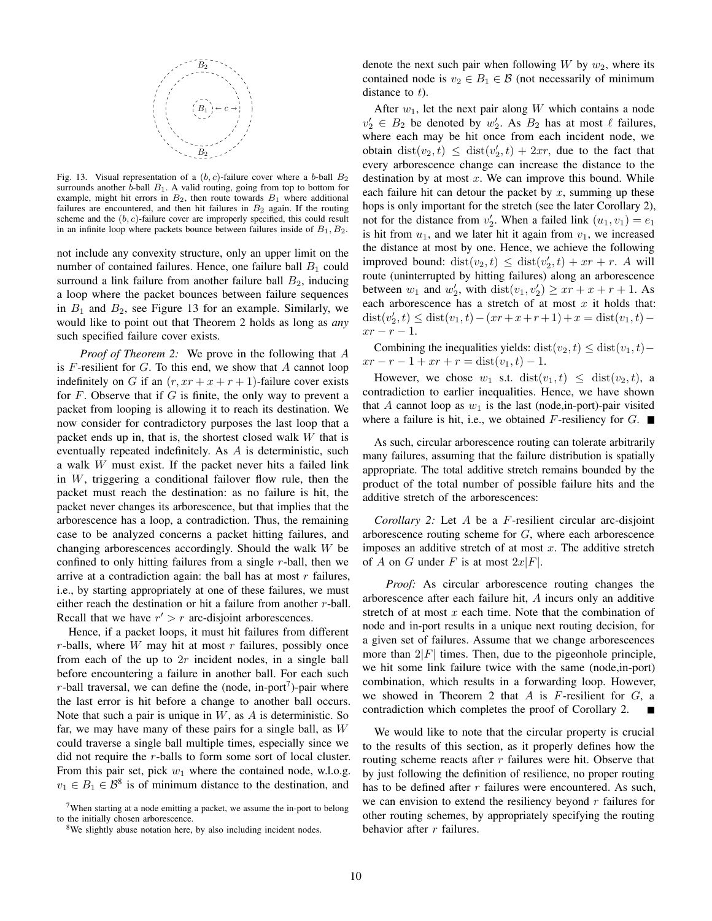Fig. 13. Visual representation of a $(b,c)$-failure cover where a $b$-ball $B_2$ surrounds another $b$-ball $B_1$. A valid routing, going from top to bottom for example, might hit errors in $B_2$, then route towards $B_1$ where additional failures are encountered, and then hit failures in $B_2$ again. If the routing scheme and the $(b,c)$-failure cover are improperly specified, this could result in an infinite loop where packets bounce between failures inside of $B_1, B_2$.

not include any convexity structure, only an upper limit on the number of contained failures. Hence, one failure ball $B_1$ could surround a link failure from another failure ball $B_2$, inducing a loop where the packet bounces between failure sequences in $B_1$ and $B_2$, see Figure 13 for an example. Similarly, we would like to point out that Theorem 2 holds as long as *any* such specified failure cover exists.

*Proof of Theorem 2:* We prove in the following that $A$ is $F$-resilient for $G$. To this end, we show that $A$ cannot loop indefinitely on $G$ if an $(r, xr+x+r+1)$-failure cover exists for $F$. Observe that if $G$ is finite, the only way to prevent a packet from looping is allowing it to reach its destination. We now consider for contradictory purposes the last loop that a packet ends up in, that is, the shortest closed walk $W$ that is eventually repeated indefinitely. As $A$ is deterministic, such a walk $W$ must exist. If the packet never hits a failed link in $W$, triggering a conditional failover flow rule, then the packet must reach the destination: as no failure is hit, the packet never changes its arborescence, but that implies that the arborescence has a loop, a contradiction. Thus, the remaining case to be analyzed concerns a packet hitting failures, and changing arborescences accordingly. Should the walk $W$ be confined to only hitting failures from a single $r$-ball, then we arrive at a contradiction again: the ball has at most $r$ failures, i.e., by starting appropriately at one of these failures, we must either reach the destination or hit a failure from another $r$-ball. Recall that we have $r' > r$ arc-disjoint arborescences.

Hence, if a packet loops, it must hit failures from different $r$-balls, where $W$ may hit at most $r$ failures, possibly once from each of the up to $2r$ incident nodes, in a single ball before encountering a failure in another ball. For each such $r$-ball traversal, we can define the (node, in-port[7])-pair where the last error is hit before a change to another ball occurs. Note that such a pair is unique in $W$, as $A$ is deterministic. So far, we may have many of these pairs for a single ball, as $W$ could traverse a single ball multiple times, especially since we did not require the $r$-balls to form some sort of local cluster. From this pair set, pick $w_1$ where the contained node, w.l.o.g. $v_1 \in B_1 \in \mathcal{B}$[8] is of minimum distance to the destination, and denote the next such pair when following $W$ by $w_2$, where its contained node is $v_2 \in B_1 \in \mathcal{B}$ (not necessarily of minimum distance to $t$).

After $w_1$, let the next pair along $W$ which contains a node $v_2' \in B_2$ be denoted by $w_2'$. As $B_2$ has at most $\ell$ failures, where each may be hit once from each incident node, we obtain $\mathrm{dist}(v_2, t) \leq \mathrm{dist}(v_2', t) + 2xr$, due to the fact that every arborescence change can increase the distance to the destination by at most $x$. We can improve this bound. While each failure hit can detour the packet by $x$, summing up these hops is only important for the stretch (see the later Corollary 2), not for the distance from $v_2'$. When a failed link $(u_1, v_1) = e_1$ is hit from $u_1$, and we later hit it again from $v_1$, we increased the distance at most by one. Hence, we achieve the following improved bound: $\mathrm{dist}(v_2, t) \leq \mathrm{dist}(v_2', t) + xr + r$. $A$ will route (uninterrupted by hitting failures) along an arborescence between $w_1$ and $w_2'$, with $\mathrm{dist}(v_1, v_2') \geq xr + x + r + 1$. As each arborescence has a stretch of at most $x$ it holds that: $\mathrm{dist}(v_2', t) \leq \mathrm{dist}(v_1, t) - (xr + x + r + 1) + x = \mathrm{dist}(v_1, t) - xr - r - 1$.

Combining the inequalities yields: $\mathrm{dist}(v_2, t) \leq \mathrm{dist}(v_1, t) - xr - r - 1 + xr + r = \mathrm{dist}(v_1, t) - 1$.

However, we chose $w_1$ s.t. $\mathrm{dist}(v_1, t) \leq \mathrm{dist}(v_2, t)$, a contradiction to earlier inequalities. Hence, we have shown that $A$ cannot loop as $w_1$ is the last (node,in-port)-pair visited where a failure is hit, i.e., we obtained $F$-resiliency for $G$. ■

As such, circular arborescence routing can tolerate arbitrarily many failures, assuming that the failure distribution is spatially appropriate. The total additive stretch remains bounded by the product of the total number of possible failure hits and the additive stretch of the arborescences:

*Corollary 2:* Let $A$ be a $F$-resilient circular arc-disjoint arborescence routing scheme for $G$, where each arborescence imposes an additive stretch of at most $x$. The additive stretch of $A$ on $G$ under $F$ is at most $2x|F|$.

*Proof:* As circular arborescence routing changes the arborescence after each failure hit, $A$ incurs only an additive stretch of at most $x$ each time. Note that the combination of node and in-port results in a unique next routing decision, for a given set of failures. Assume that we change arborescences more than $2|F|$ times. Then, due to the pigeonhole principle, we hit some link failure twice with the same (node,in-port) combination, which results in a forwarding loop. However, we showed in Theorem 2 that $A$ is $F$-resilient for $G$, a contradiction which completes the proof of Corollary 2. ■

We would like to note that the circular property is crucial to the results of this section, as it properly defines how the routing scheme reacts after $r$ failures were hit. Observe that by just following the definition of resilience, no proper routing has to be defined after $r$ failures were encountered. As such, we can envision to extend the resiliency beyond $r$ failures for other routing schemes, by appropriately specifying the routing behavior after $r$ failures.

[7] When starting at a node emitting a packet, we assume the in-port to belong to the initially chosen arborescence.

[8] We slightly abuse notation here, by also including incident nodes.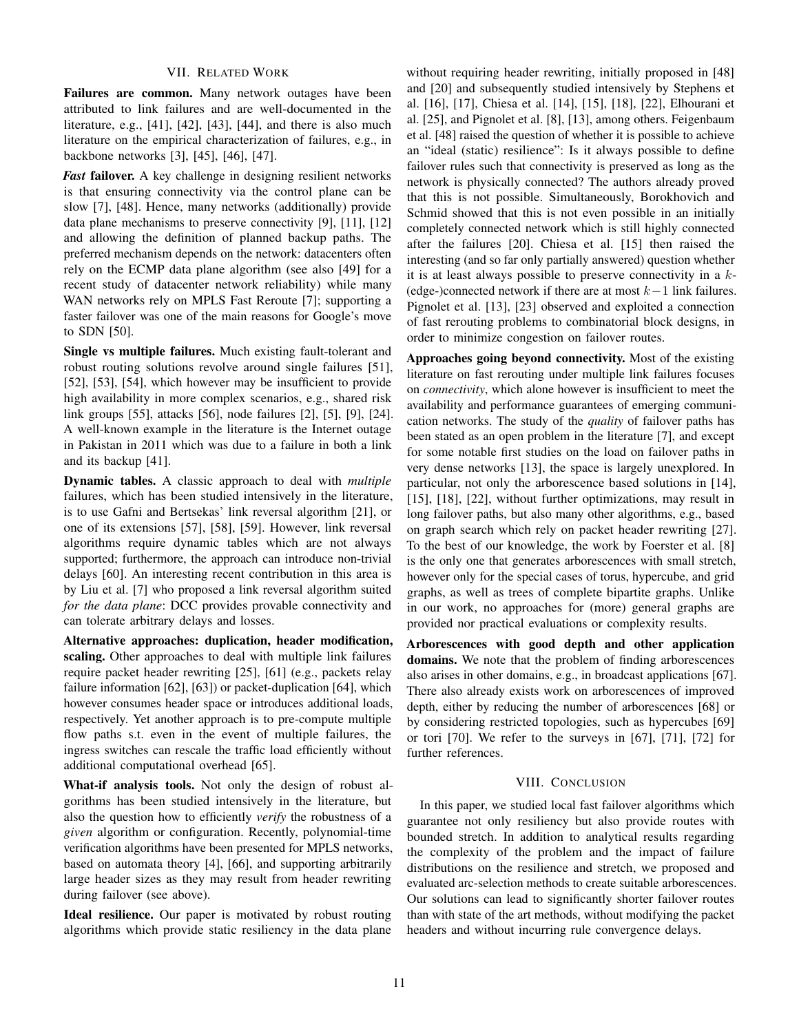## VII. Related Work

**Failures are common.** Many network outages have been attributed to link failures and are well-documented in the literature, e.g., [41], [42], [43], [44], and there is also much literature on the empirical characterization of failures, e.g., in backbone networks [3], [45], [46], [47].

***Fast* failover.** A key challenge in designing resilient networks is that ensuring connectivity via the control plane can be slow [7], [48]. Hence, many networks (additionally) provide data plane mechanisms to preserve connectivity [9], [11], [12] and allowing the definition of planned backup paths. The preferred mechanism depends on the network: datacenters often rely on the ECMP data plane algorithm (see also [49] for a recent study of datacenter network reliability) while many WAN networks rely on MPLS Fast Reroute [7]; supporting a faster failover was one of the main reasons for Google's move to SDN [50].

**Single vs multiple failures.** Much existing fault-tolerant and robust routing solutions revolve around single failures [51], [52], [53], [54], which however may be insufficient to provide high availability in more complex scenarios, e.g., shared risk link groups [55], attacks [56], node failures [2], [5], [9], [24]. A well-known example in the literature is the Internet outage in Pakistan in 2011 which was due to a failure in both a link and its backup [41].

**Dynamic tables.** A classic approach to deal with *multiple* failures, which has been studied intensively in the literature, is to use Gafni and Bertsekas' link reversal algorithm [21], or one of its extensions [57], [58], [59]. However, link reversal algorithms require dynamic tables which are not always supported; furthermore, the approach can introduce non-trivial delays [60]. An interesting recent contribution in this area is by Liu et al. [7] who proposed a link reversal algorithm suited *for the data plane*: DCC provides provable connectivity and can tolerate arbitrary delays and losses.

**Alternative approaches: duplication, header modification, scaling.** Other approaches to deal with multiple link failures require packet header rewriting [25], [61] (e.g., packets relay failure information [62], [63]) or packet-duplication [64], which however consumes header space or introduces additional loads, respectively. Yet another approach is to pre-compute multiple flow paths s.t. even in the event of multiple failures, the ingress switches can rescale the traffic load efficiently without additional computational overhead [65].

**What-if analysis tools.** Not only the design of robust algorithms has been studied intensively in the literature, but also the question how to efficiently *verify* the robustness of a *given* algorithm or configuration. Recently, polynomial-time verification algorithms have been presented for MPLS networks, based on automata theory [4], [66], and supporting arbitrarily large header sizes as they may result from header rewriting during failover (see above).

**Ideal resilience.** Our paper is motivated by robust routing algorithms which provide static resiliency in the data plane without requiring header rewriting, initially proposed in [48] and [20] and subsequently studied intensively by Stephens et al. [16], [17], Chiesa et al. [14], [15], [18], [22], Elhourani et al. [25], and Pignolet et al. [8], [13], among others. Feigenbaum et al. [48] raised the question of whether it is possible to achieve an "ideal (static) resilience": Is it always possible to define failover rules such that connectivity is preserved as long as the network is physically connected? The authors already proved that this is not possible. Simultaneously, Borokhovich and Schmid showed that this is not even possible in an initially completely connected network which is still highly connected after the failures [20]. Chiesa et al. [15] then raised the interesting (and so far only partially answered) question whether it is at least always possible to preserve connectivity in a $k$-(edge-)connected network if there are at most $k-1$ link failures. Pignolet et al. [13], [23] observed and exploited a connection of fast rerouting problems to combinatorial block designs, in order to minimize congestion on failover routes.

**Approaches going beyond connectivity.** Most of the existing literature on fast rerouting under multiple link failures focuses on *connectivity*, which alone however is insufficient to meet the availability and performance guarantees of emerging communication networks. The study of the *quality* of failover paths has been stated as an open problem in the literature [7], and except for some notable first studies on the load on failover paths in very dense networks [13], the space is largely unexplored. In particular, not only the arborescence based solutions in [14], [15], [18], [22], without further optimizations, may result in long failover paths, but also many other algorithms, e.g., based on graph search which rely on packet header rewriting [27]. To the best of our knowledge, the work by Foerster et al. [8] is the only one that generates arborescences with small stretch, however only for the special cases of torus, hypercube, and grid graphs, as well as trees of complete bipartite graphs. Unlike in our work, no approaches for (more) general graphs are provided nor practical evaluations or complexity results.

**Arborescences with good depth and other application domains.** We note that the problem of finding arborescences also arises in other domains, e.g., in broadcast applications [67]. There also already exists work on arborescences of improved depth, either by reducing the number of arborescences [68] or by considering restricted topologies, such as hypercubes [69] or tori [70]. We refer to the surveys in [67], [71], [72] for further references.

## VIII. Conclusion

In this paper, we studied local fast failover algorithms which guarantee not only resiliency but also provide routes with bounded stretch. In addition to analytical results regarding the complexity of the problem and the impact of failure distributions on the resilience and stretch, we proposed and evaluated arc-selection methods to create suitable arborescences. Our solutions can lead to significantly shorter failover routes than with state of the art methods, without modifying the packet headers and without incurring rule convergence delays.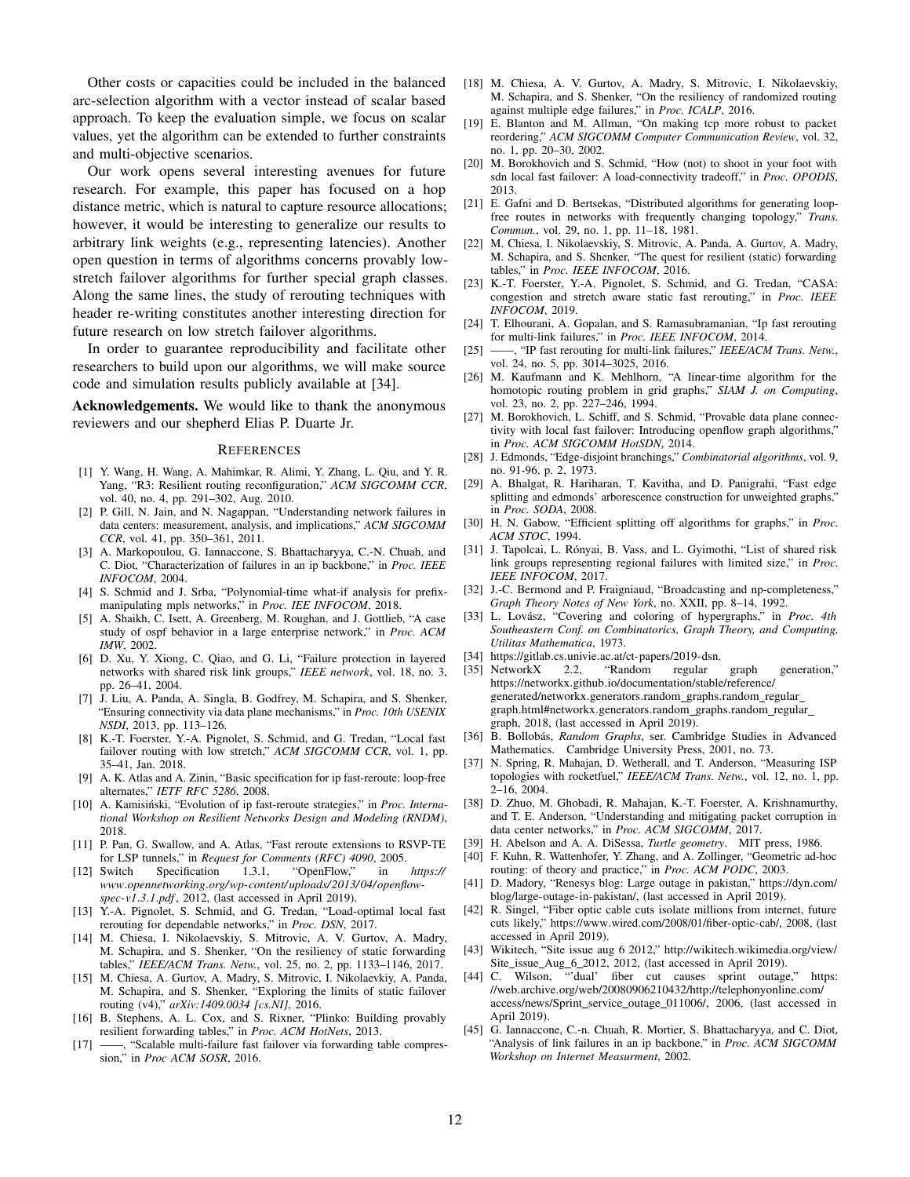Other costs or capacities could be included in the balanced arc-selection algorithm with a vector instead of scalar based approach. To keep the evaluation simple, we focus on scalar values, yet the algorithm can be extended to further constraints and multi-objective scenarios.

Our work opens several interesting avenues for future research. For example, this paper has focused on a hop distance metric, which is natural to capture resource allocations; however, it would be interesting to generalize our results to arbitrary link weights (e.g., representing latencies). Another open question in terms of algorithms concerns provably low-stretch failover algorithms for further special graph classes. Along the same lines, the study of rerouting techniques with header re-writing constitutes another interesting direction for future research on low stretch failover algorithms.

In order to guarantee reproducibility and facilitate other researchers to build upon our algorithms, we will make source code and simulation results publicly available at [34].

**Acknowledgements.** We would like to thank the anonymous reviewers and our shepherd Elias P. Duarte Jr.

## References

[1] Y. Wang, H. Wang, A. Mahimkar, R. Alimi, Y. Zhang, L. Qiu, and Y. R. Yang, "R3: Resilient routing reconfiguration," *ACM SIGCOMM CCR*, vol. 40, no. 4, pp. 291–302, Aug. 2010.

[2] P. Gill, N. Jain, and N. Nagappan, "Understanding network failures in data centers: measurement, analysis, and implications," *ACM SIGCOMM CCR*, vol. 41, pp. 350–361, 2011.

[3] A. Markopoulou, G. Iannaccone, S. Bhattacharyya, C.-N. Chuah, and C. Diot, "Characterization of failures in an ip backbone," in *Proc. IEEE INFOCOM*, 2004.

[4] S. Schmid and J. Srba, "Polynomial-time what-if analysis for prefix-manipulating mpls networks," in *Proc. IEE INFOCOM*, 2018.

[5] A. Shaikh, C. Isett, A. Greenberg, M. Roughan, and J. Gottlieb, "A case study of ospf behavior in a large enterprise network," in *Proc. ACM IMW*, 2002.

[6] D. Xu, Y. Xiong, C. Qiao, and G. Li, "Failure protection in layered networks with shared risk link groups," *IEEE network*, vol. 18, no. 3, pp. 26–41, 2004.

[7] J. Liu, A. Panda, A. Singla, B. Godfrey, M. Schapira, and S. Shenker, "Ensuring connectivity via data plane mechanisms," in *Proc. 10th USENIX NSDI*, 2013, pp. 113–126.

[8] K.-T. Foerster, Y.-A. Pignolet, S. Schmid, and G. Tredan, "Local fast failover routing with low stretch," *ACM SIGCOMM CCR*, vol. 1, pp. 35–41, Jan. 2018.

[9] A. K. Atlas and A. Zinin, "Basic specification for ip fast-reroute: loop-free alternates," *IETF RFC 5286*, 2008.

[10] A. Kamisiński, "Evolution of ip fast-reroute strategies," in *Proc. International Workshop on Resilient Networks Design and Modeling (RNDM)*, 2018.

[11] P. Pan, G. Swallow, and A. Atlas, "Fast reroute extensions to RSVP-TE for LSP tunnels," in *Request for Comments (RFC) 4090*, 2005.

[12] Switch Specification 1.3.1, "OpenFlow," in *https://www.opennetworking.org/wp-content/uploads/2013/04/openflow-spec-v1.3.1.pdf*, 2012, (last accessed in April 2019).

[13] Y.-A. Pignolet, S. Schmid, and G. Tredan, "Load-optimal local fast rerouting for dependable networks," in *Proc. DSN*, 2017.

[14] M. Chiesa, I. Nikolaevskiy, S. Mitrovic, A. V. Gurtov, A. Madry, M. Schapira, and S. Shenker, "On the resiliency of static forwarding tables," *IEEE/ACM Trans. Netw.*, vol. 25, no. 2, pp. 1133–1146, 2017.

[15] M. Chiesa, A. Gurtov, A. Madry, S. Mitrovic, I. Nikolaevkiy, A. Panda, M. Schapira, and S. Shenker, "Exploring the limits of static failover routing (v4)," *arXiv:1409.0034 [cs.NI]*, 2016.

[16] B. Stephens, A. L. Cox, and S. Rixner, "Plinko: Building provably resilient forwarding tables," in *Proc. ACM HotNets*, 2013.

[17] ——, "Scalable multi-failure fast failover via forwarding table compression," in *Proc ACM SOSR*, 2016.

[18] M. Chiesa, A. V. Gurtov, A. Madry, S. Mitrovic, I. Nikolaevskiy, M. Schapira, and S. Shenker, "On the resiliency of randomized routing against multiple edge failures," in *Proc. ICALP*, 2016.

[19] E. Blanton and M. Allman, "On making tcp more robust to packet reordering," *ACM SIGCOMM Computer Communication Review*, vol. 32, no. 1, pp. 20–30, 2002.

[20] M. Borokhovich and S. Schmid, "How (not) to shoot in your foot with sdn local fast failover: A load-connectivity tradeoff," in *Proc. OPODIS*, 2013.

[21] E. Gafni and D. Bertsekas, "Distributed algorithms for generating loop-free routes in networks with frequently changing topology," *Trans. Commun.*, vol. 29, no. 1, pp. 11–18, 1981.

[22] M. Chiesa, I. Nikolaevskiy, S. Mitrovic, A. Panda, A. Gurtov, A. Madry, M. Schapira, and S. Shenker, "The quest for resilient (static) forwarding tables," in *Proc. IEEE INFOCOM*, 2016.

[23] K.-T. Foerster, Y.-A. Pignolet, S. Schmid, and G. Tredan, "CASA: congestion and stretch aware static fast rerouting," in *Proc. IEEE INFOCOM*, 2019.

[24] T. Elhourani, A. Gopalan, and S. Ramasubramanian, "Ip fast rerouting for multi-link failures," in *Proc. IEEE INFOCOM*, 2014.

[25] ——, "IP fast rerouting for multi-link failures," *IEEE/ACM Trans. Netw.*, vol. 24, no. 5, pp. 3014–3025, 2016.

[26] M. Kaufmann and K. Mehlhorn, "A linear-time algorithm for the homotopic routing problem in grid graphs," *SIAM J. on Computing*, vol. 23, no. 2, pp. 227–246, 1994.

[27] M. Borokhovich, L. Schiff, and S. Schmid, "Provable data plane connectivity with local fast failover: Introducing openflow graph algorithms," in *Proc. ACM SIGCOMM HotSDN*, 2014.

[28] J. Edmonds, "Edge-disjoint branchings," *Combinatorial algorithms*, vol. 9, no. 91-96, p. 2, 1973.

[29] A. Bhalgat, R. Hariharan, T. Kavitha, and D. Panigrahi, "Fast edge splitting and edmonds' arborescence construction for unweighted graphs," in *Proc. SODA*, 2008.

[30] H. N. Gabow, "Efficient splitting off algorithms for graphs," in *Proc. ACM STOC*, 1994.

[31] J. Tapolcai, L. Rónyai, B. Vass, and L. Gyimothi, "List of shared risk link groups representing regional failures with limited size," in *Proc. IEEE INFOCOM*, 2017.

[32] J.-C. Bermond and P. Fraigniaud, "Broadcasting and np-completeness," *Graph Theory Notes of New York*, no. XXII, pp. 8–14, 1992.

[33] L. Lovász, "Covering and coloring of hypergraphs," in *Proc. 4th Southeastern Conf. on Combinatorics, Graph Theory, and Computing, Utilitas Mathematica*, 1973.

[34] https://gitlab.cs.univie.ac.at/ct-papers/2019-dsn.

[35] NetworkX 2.2, "Random regular graph generation," https://networkx.github.io/documentation/stable/reference/generated/networkx.generators.random_graphs.random_regular_graph.html#networkx.generators.random_graphs.random_regular_graph, 2018, (last accessed in April 2019).

[36] B. Bollobás, *Random Graphs*, ser. Cambridge Studies in Advanced Mathematics. Cambridge University Press, 2001, no. 73.

[37] N. Spring, R. Mahajan, D. Wetherall, and T. Anderson, "Measuring ISP topologies with rocketfuel," *IEEE/ACM Trans. Netw.*, vol. 12, no. 1, pp. 2–16, 2004.

[38] D. Zhuo, M. Ghobadi, R. Mahajan, K.-T. Foerster, A. Krishnamurthy, and T. E. Anderson, "Understanding and mitigating packet corruption in data center networks," in *Proc. ACM SIGCOMM*, 2017.

[39] H. Abelson and A. A. DiSessa, *Turtle geometry*. MIT press, 1986.

[40] F. Kuhn, R. Wattenhofer, Y. Zhang, and A. Zollinger, "Geometric ad-hoc routing: of theory and practice," in *Proc. ACM PODC*, 2003.

[41] D. Madory, "Renesys blog: Large outage in pakistan," https://dyn.com/blog/large-outage-in-pakistan/, (last accessed in April 2019).

[42] R. Singel, "Fiber optic cable cuts isolate millions from internet, future cuts likely," https://www.wired.com/2008/01/fiber-optic-cab/, 2008, (last accessed in April 2019).

[43] Wikitech, "Site issue aug 6 2012," http://wikitech.wikimedia.org/view/Site_issue_Aug_6_2012, 2012, (last accessed in April 2019).

[44] C. Wilson, "'dual' fiber cut causes sprint outage," https://web.archive.org/web/20080906210432/http://telephonyonline.com/access/news/Sprint_service_outage_011006/, 2006, (last accessed in April 2019).

[45] G. Iannaccone, C.-n. Chuah, R. Mortier, S. Bhattacharyya, and C. Diot, "Analysis of link failures in an ip backbone," in *Proc. ACM SIGCOMM Workshop on Internet Measurment*, 2002.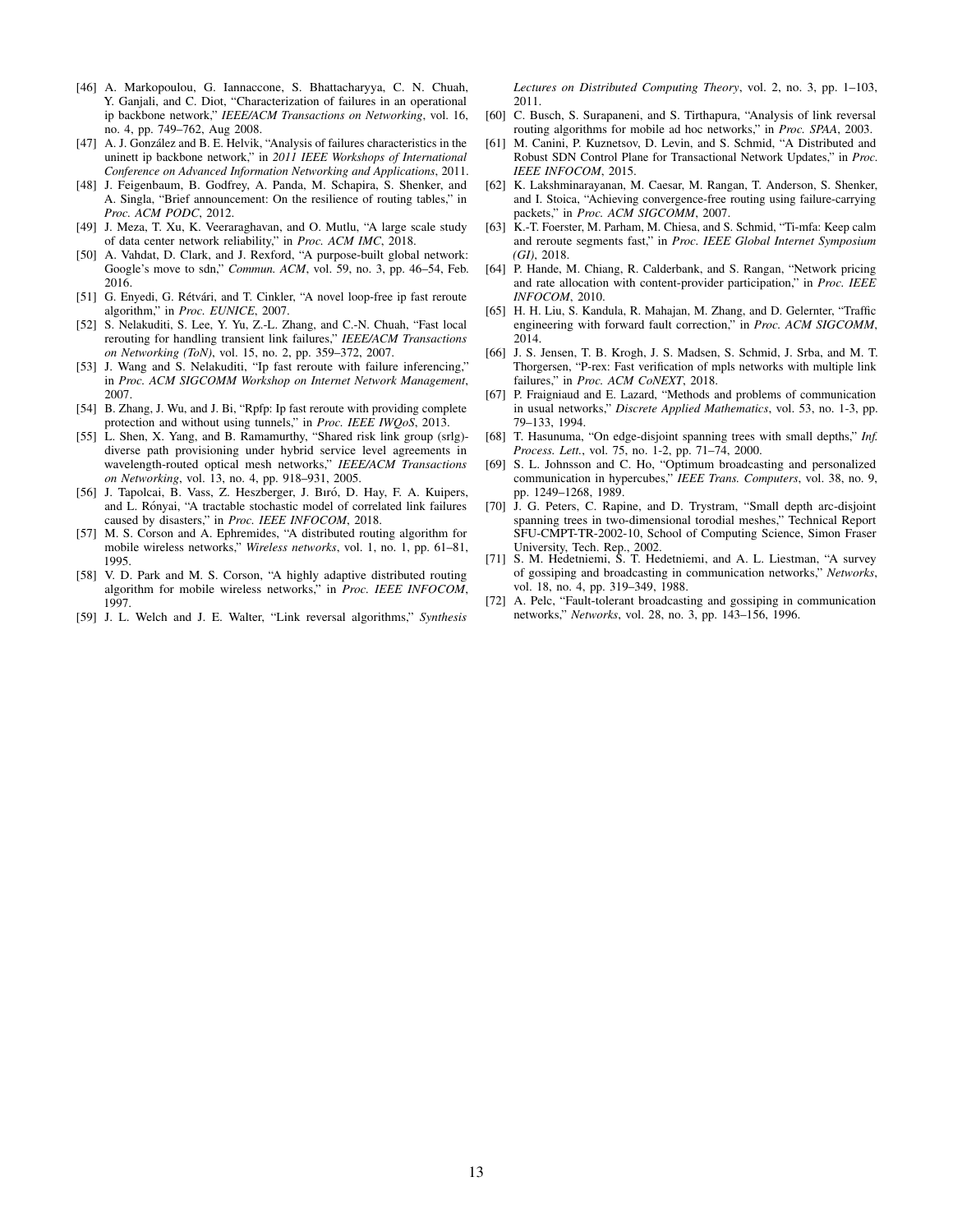[46] A. Markopoulou, G. Iannaccone, S. Bhattacharyya, C. N. Chuah, Y. Ganjali, and C. Diot, "Characterization of failures in an operational ip backbone network," *IEEE/ACM Transactions on Networking*, vol. 16, no. 4, pp. 749–762, Aug 2008.

[47] A. J. González and B. E. Helvik, "Analysis of failures characteristics in the uninett ip backbone network," in *2011 IEEE Workshops of International Conference on Advanced Information Networking and Applications*, 2011.

[48] J. Feigenbaum, B. Godfrey, A. Panda, M. Schapira, S. Shenker, and A. Singla, "Brief announcement: On the resilience of routing tables," in *Proc. ACM PODC*, 2012.

[49] J. Meza, T. Xu, K. Veeraraghavan, and O. Mutlu, "A large scale study of data center network reliability," in *Proc. ACM IMC*, 2018.

[50] A. Vahdat, D. Clark, and J. Rexford, "A purpose-built global network: Google's move to sdn," *Commun. ACM*, vol. 59, no. 3, pp. 46–54, Feb. 2016.

[51] G. Enyedi, G. Rétvári, and T. Cinkler, "A novel loop-free ip fast reroute algorithm," in *Proc. EUNICE*, 2007.

[52] S. Nelakuditi, S. Lee, Y. Yu, Z.-L. Zhang, and C.-N. Chuah, "Fast local rerouting for handling transient link failures," *IEEE/ACM Transactions on Networking (ToN)*, vol. 15, no. 2, pp. 359–372, 2007.

[53] J. Wang and S. Nelakuditi, "Ip fast reroute with failure inferencing," in *Proc. ACM SIGCOMM Workshop on Internet Network Management*, 2007.

[54] B. Zhang, J. Wu, and J. Bi, "Rpfp: Ip fast reroute with providing complete protection and without using tunnels," in *Proc. IEEE IWQoS*, 2013.

[55] L. Shen, X. Yang, and B. Ramamurthy, "Shared risk link group (srlg)-diverse path provisioning under hybrid service level agreements in wavelength-routed optical mesh networks," *IEEE/ACM Transactions on Networking*, vol. 13, no. 4, pp. 918–931, 2005.

[56] J. Tapolcai, B. Vass, Z. Heszberger, J. Bıró, D. Hay, F. A. Kuipers, and L. Rónyai, "A tractable stochastic model of correlated link failures caused by disasters," in *Proc. IEEE INFOCOM*, 2018.

[57] M. S. Corson and A. Ephremides, "A distributed routing algorithm for mobile wireless networks," *Wireless networks*, vol. 1, no. 1, pp. 61–81, 1995.

[58] V. D. Park and M. S. Corson, "A highly adaptive distributed routing algorithm for mobile wireless networks," in *Proc. IEEE INFOCOM*, 1997.

[59] J. L. Welch and J. E. Walter, "Link reversal algorithms," *Synthesis Lectures on Distributed Computing Theory*, vol. 2, no. 3, pp. 1–103, 2011.

[60] C. Busch, S. Surapaneni, and S. Tirthapura, "Analysis of link reversal routing algorithms for mobile ad hoc networks," in *Proc. SPAA*, 2003.

[61] M. Canini, P. Kuznetsov, D. Levin, and S. Schmid, "A Distributed and Robust SDN Control Plane for Transactional Network Updates," in *Proc. IEEE INFOCOM*, 2015.

[62] K. Lakshminarayanan, M. Caesar, M. Rangan, T. Anderson, S. Shenker, and I. Stoica, "Achieving convergence-free routing using failure-carrying packets," in *Proc. ACM SIGCOMM*, 2007.

[63] K.-T. Foerster, M. Parham, M. Chiesa, and S. Schmid, "Ti-mfa: Keep calm and reroute segments fast," in *Proc. IEEE Global Internet Symposium (GI)*, 2018.

[64] P. Hande, M. Chiang, R. Calderbank, and S. Rangan, "Network pricing and rate allocation with content-provider participation," in *Proc. IEEE INFOCOM*, 2010.

[65] H. H. Liu, S. Kandula, R. Mahajan, M. Zhang, and D. Gelernter, "Traffic engineering with forward fault correction," in *Proc. ACM SIGCOMM*, 2014.

[66] J. S. Jensen, T. B. Krogh, J. S. Madsen, S. Schmid, J. Srba, and M. T. Thorgersen, "P-rex: Fast verification of mpls networks with multiple link failures," in *Proc. ACM CoNEXT*, 2018.

[67] P. Fraigniaud and E. Lazard, "Methods and problems of communication in usual networks," *Discrete Applied Mathematics*, vol. 53, no. 1-3, pp. 79–133, 1994.

[68] T. Hasunuma, "On edge-disjoint spanning trees with small depths," *Inf. Process. Lett.*, vol. 75, no. 1-2, pp. 71–74, 2000.

[69] S. L. Johnsson and C. Ho, "Optimum broadcasting and personalized communication in hypercubes," *IEEE Trans. Computers*, vol. 38, no. 9, pp. 1249–1268, 1989.

[70] J. G. Peters, C. Rapine, and D. Trystram, "Small depth arc-disjoint spanning trees in two-dimensional torodial meshes," Technical Report SFU-CMPT-TR-2002-10, School of Computing Science, Simon Fraser University, Tech. Rep., 2002.

[71] S. M. Hedetniemi, S. T. Hedetniemi, and A. L. Liestman, "A survey of gossiping and broadcasting in communication networks," *Networks*, vol. 18, no. 4, pp. 319–349, 1988.

[72] A. Pelc, "Fault-tolerant broadcasting and gossiping in communication networks," *Networks*, vol. 28, no. 3, pp. 143–156, 1996.